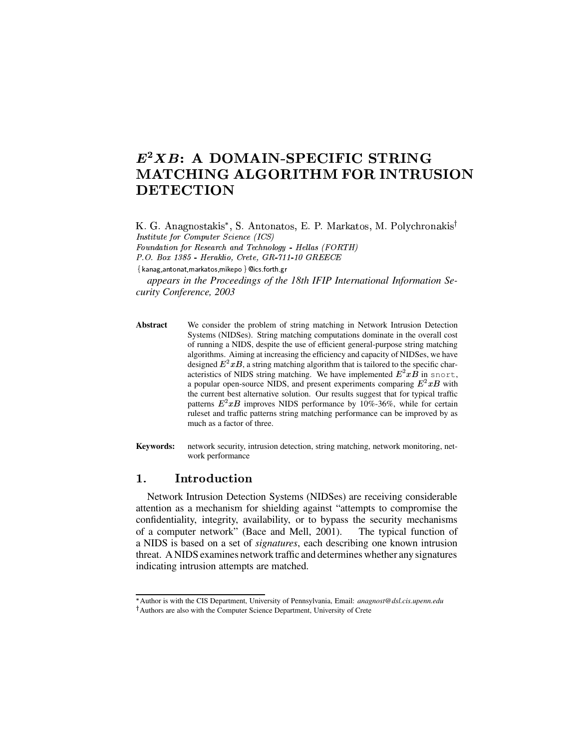# $E^2XB$: A DOMAIN-SPECIFIC STRING MATCHING ALGORITHM FOR INTRUSION DETECTION

K. G. Anagnostakis*, S. Antonatos, E. P. Markatos, M. Polychronakis†
*Institute for Computer Science (ICS)*
*Foundation for Research and Technology - Hellas (FORTH)*
*P.O. Box 1385 - Heraklio, Crete, GR-711-10 GREECE*
{kanag,antonat,markatos,mikepo}@ics.forth.gr

*appears in the Proceedings of the 18th IFIP International Information Security Conference, 2003*

**Abstract** We consider the problem of string matching in Network Intrusion Detection Systems (NIDSes). String matching computations dominate in the overall cost of running a NIDS, despite the use of efficient general-purpose string matching algorithms. Aiming at increasing the efficiency and capacity of NIDSes, we have designed $E^2xB$, a string matching algorithm that is tailored to the specific characteristics of NIDS string matching. We have implemented $E^2xB$ in `snort`, a popular open-source NIDS, and present experiments comparing $E^2xB$ with the current best alternative solution. Our results suggest that for typical traffic patterns $E^2xB$ improves NIDS performance by 10%-36%, while for certain ruleset and traffic patterns string matching performance can be improved by as much as a factor of three.

**Keywords:** network security, intrusion detection, string matching, network monitoring, network performance

## 1. Introduction

Network Intrusion Detection Systems (NIDSes) are receiving considerable attention as a mechanism for shielding against "attempts to compromise the confidentiality, integrity, availability, or to bypass the security mechanisms of a computer network" (Bace and Mell, 2001). The typical function of a NIDS is based on a set of *signatures*, each describing one known intrusion threat. A NIDS examines network traffic and determines whether any signatures indicating intrusion attempts are matched.

---

*Author is with the CIS Department, University of Pennsylvania, Email: *anagnost@dsl.cis.upenn.edu*

†Authors are also with the Computer Science Department, University of Crete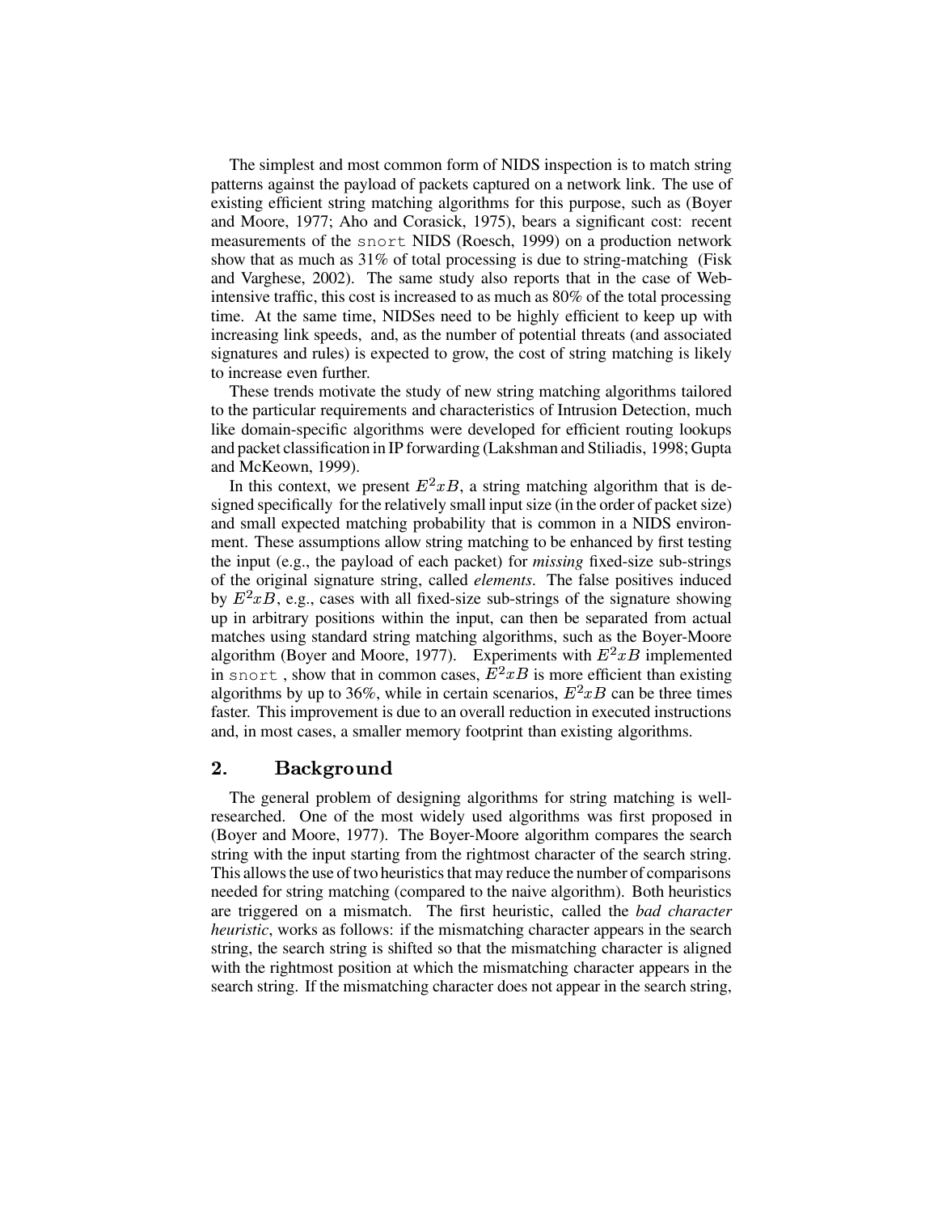The simplest and most common form of NIDS inspection is to match string patterns against the payload of packets captured on a network link. The use of existing efficient string matching algorithms for this purpose, such as (Boyer and Moore, 1977; Aho and Corasick, 1975), bears a significant cost: recent measurements of the `snort` NIDS (Roesch, 1999) on a production network show that as much as 31% of total processing is due to string-matching (Fisk and Varghese, 2002). The same study also reports that in the case of Web-intensive traffic, this cost is increased to as much as 80% of the total processing time. At the same time, NIDSes need to be highly efficient to keep up with increasing link speeds, and, as the number of potential threats (and associated signatures and rules) is expected to grow, the cost of string matching is likely to increase even further.

These trends motivate the study of new string matching algorithms tailored to the particular requirements and characteristics of Intrusion Detection, much like domain-specific algorithms were developed for efficient routing lookups and packet classification in IP forwarding (Lakshman and Stiliadis, 1998; Gupta and McKeown, 1999).

In this context, we present $E^2xB$, a string matching algorithm that is designed specifically for the relatively small input size (in the order of packet size) and small expected matching probability that is common in a NIDS environment. These assumptions allow string matching to be enhanced by first testing the input (e.g., the payload of each packet) for *missing* fixed-size sub-strings of the original signature string, called *elements*. The false positives induced by $E^2xB$, e.g., cases with all fixed-size sub-strings of the signature showing up in arbitrary positions within the input, can then be separated from actual matches using standard string matching algorithms, such as the Boyer-Moore algorithm (Boyer and Moore, 1977). Experiments with $E^2xB$ implemented in `snort` , show that in common cases, $E^2xB$ is more efficient than existing algorithms by up to 36%, while in certain scenarios, $E^2xB$ can be three times faster. This improvement is due to an overall reduction in executed instructions and, in most cases, a smaller memory footprint than existing algorithms.

## 2. Background

The general problem of designing algorithms for string matching is well-researched. One of the most widely used algorithms was first proposed in (Boyer and Moore, 1977). The Boyer-Moore algorithm compares the search string with the input starting from the rightmost character of the search string. This allows the use of two heuristics that may reduce the number of comparisons needed for string matching (compared to the naive algorithm). Both heuristics are triggered on a mismatch. The first heuristic, called the *bad character heuristic*, works as follows: if the mismatching character appears in the search string, the search string is shifted so that the mismatching character is aligned with the rightmost position at which the mismatching character appears in the search string. If the mismatching character does not appear in the search string,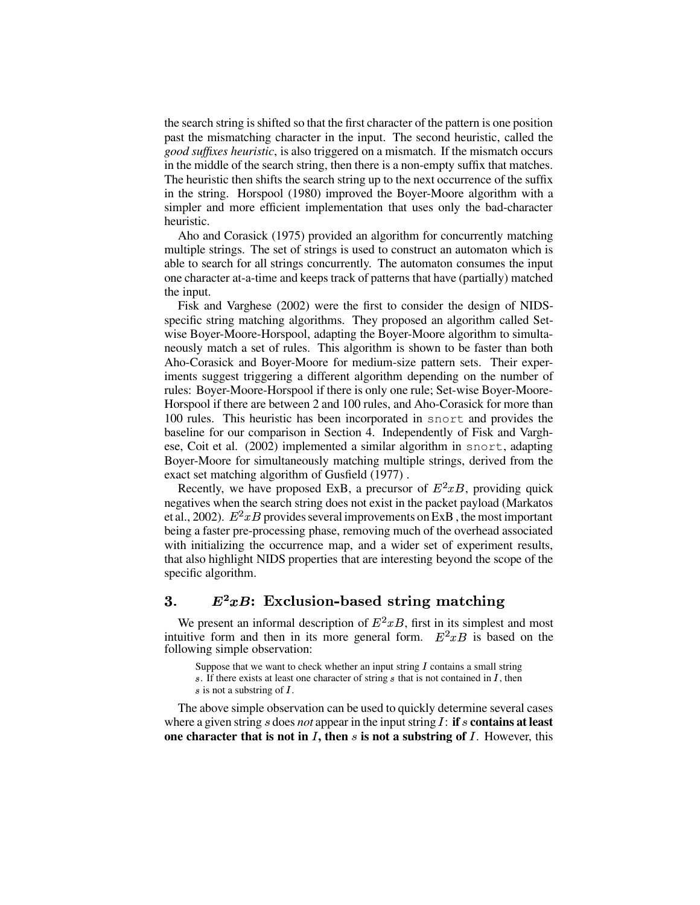the search string is shifted so that the first character of the pattern is one position past the mismatching character in the input. The second heuristic, called the *good suffixes heuristic*, is also triggered on a mismatch. If the mismatch occurs in the middle of the search string, then there is a non-empty suffix that matches. The heuristic then shifts the search string up to the next occurrence of the suffix in the string. Horspool (1980) improved the Boyer-Moore algorithm with a simpler and more efficient implementation that uses only the bad-character heuristic.

Aho and Corasick (1975) provided an algorithm for concurrently matching multiple strings. The set of strings is used to construct an automaton which is able to search for all strings concurrently. The automaton consumes the input one character at-a-time and keeps track of patterns that have (partially) matched the input.

Fisk and Varghese (2002) were the first to consider the design of NIDS-specific string matching algorithms. They proposed an algorithm called Set-wise Boyer-Moore-Horspool, adapting the Boyer-Moore algorithm to simultaneously match a set of rules. This algorithm is shown to be faster than both Aho-Corasick and Boyer-Moore for medium-size pattern sets. Their experiments suggest triggering a different algorithm depending on the number of rules: Boyer-Moore-Horspool if there is only one rule; Set-wise Boyer-Moore-Horspool if there are between 2 and 100 rules, and Aho-Corasick for more than 100 rules. This heuristic has been incorporated in `snort` and provides the baseline for our comparison in Section 4. Independently of Fisk and Varghese, Coit et al. (2002) implemented a similar algorithm in `snort`, adapting Boyer-Moore for simultaneously matching multiple strings, derived from the exact set matching algorithm of Gusfield (1977) .

Recently, we have proposed ExB, a precursor of $E^2xB$, providing quick negatives when the search string does not exist in the packet payload (Markatos et al., 2002). $E^2xB$ provides several improvements on ExB , the most important being a faster pre-processing phase, removing much of the overhead associated with initializing the occurrence map, and a wider set of experiment results, that also highlight NIDS properties that are interesting beyond the scope of the specific algorithm.

## 3. $E^2xB$: Exclusion-based string matching

We present an informal description of $E^2xB$, first in its simplest and most intuitive form and then in its more general form. $E^2xB$ is based on the following simple observation:

> Suppose that we want to check whether an input string $I$ contains a small string $s$. If there exists at least one character of string $s$ that is not contained in $I$, then $s$ is not a substring of $I$.

The above simple observation can be used to quickly determine several cases where a given string $s$ does *not* appear in the input string $I$: **if $s$ contains at least one character that is not in $I$, then $s$ is not a substring of $I$**. However, this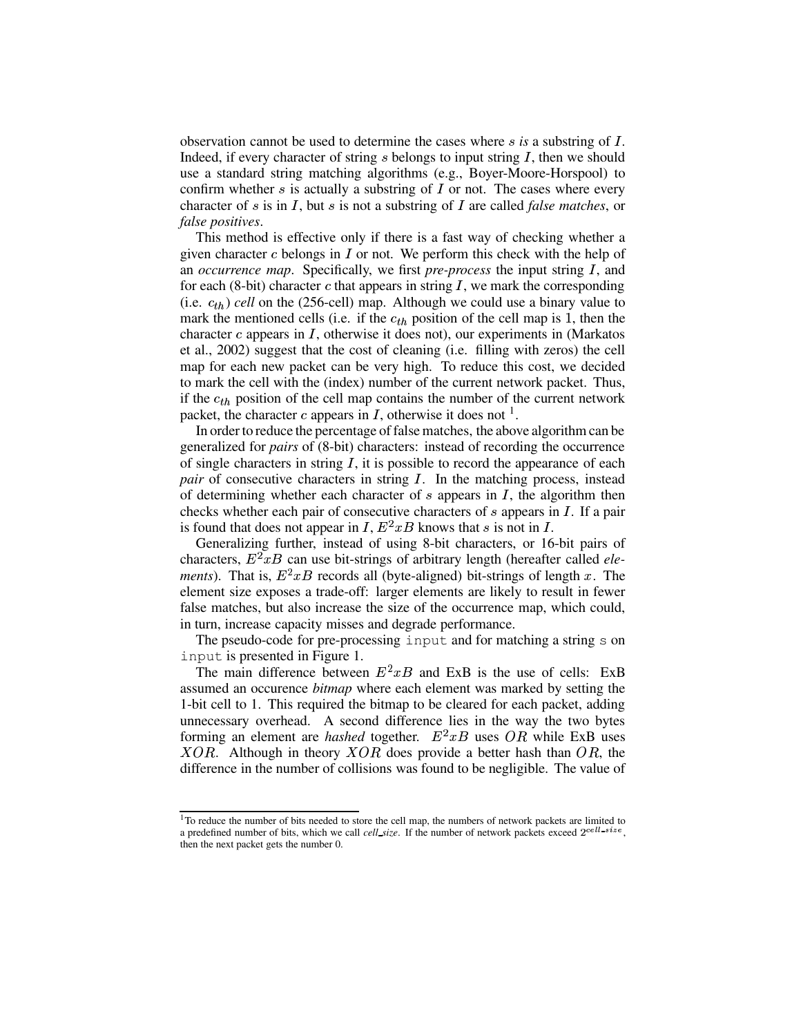observation cannot be used to determine the cases where $s$ *is* a substring of $I$. Indeed, if every character of string $s$ belongs to input string $I$, then we should use a standard string matching algorithms (e.g., Boyer-Moore-Horspool) to confirm whether $s$ is actually a substring of $I$ or not. The cases where every character of $s$ is in $I$, but $s$ is not a substring of $I$ are called *false matches*, or *false positives*.

This method is effective only if there is a fast way of checking whether a given character $c$ belongs in $I$ or not. We perform this check with the help of an *occurrence map*. Specifically, we first *pre-process* the input string $I$, and for each (8-bit) character $c$ that appears in string $I$, we mark the corresponding (i.e. $c_{th}$) *cell* on the (256-cell) map. Although we could use a binary value to mark the mentioned cells (i.e. if the $c_{th}$ position of the cell map is 1, then the character $c$ appears in $I$, otherwise it does not), our experiments in (Markatos et al., 2002) suggest that the cost of cleaning (i.e. filling with zeros) the cell map for each new packet can be very high. To reduce this cost, we decided to mark the cell with the (index) number of the current network packet. Thus, if the $c_{th}$ position of the cell map contains the number of the current network packet, the character $c$ appears in $I$, otherwise it does not [1].

In order to reduce the percentage of false matches, the above algorithm can be generalized for *pairs* of (8-bit) characters: instead of recording the occurrence of single characters in string $I$, it is possible to record the appearance of each *pair* of consecutive characters in string $I$. In the matching process, instead of determining whether each character of $s$ appears in $I$, the algorithm then checks whether each pair of consecutive characters of $s$ appears in $I$. If a pair is found that does not appear in $I$, $E^2xB$ knows that $s$ is not in $I$.

Generalizing further, instead of using 8-bit characters, or 16-bit pairs of characters, $E^2xB$ can use bit-strings of arbitrary length (hereafter called *elements*). That is, $E^2xB$ records all (byte-aligned) bit-strings of length $x$. The element size exposes a trade-off: larger elements are likely to result in fewer false matches, but also increase the size of the occurrence map, which could, in turn, increase capacity misses and degrade performance.

The pseudo-code for pre-processing `input` and for matching a string `s` on `input` is presented in Figure 1.

The main difference between $E^2xB$ and ExB is the use of cells: ExB assumed an occurence *bitmap* where each element was marked by setting the 1-bit cell to 1. This required the bitmap to be cleared for each packet, adding unnecessary overhead. A second difference lies in the way the two bytes forming an element are *hashed* together. $E^2xB$ uses $OR$ while ExB uses $XOR$. Although in theory $XOR$ does provide a better hash than $OR$, the difference in the number of collisions was found to be negligible. The value of

[1] To reduce the number of bits needed to store the cell map, the numbers of network packets are limited to a predefined number of bits, which we call *cell_size*. If the number of network packets exceed $2^{cell\_size}$, then the next packet gets the number 0.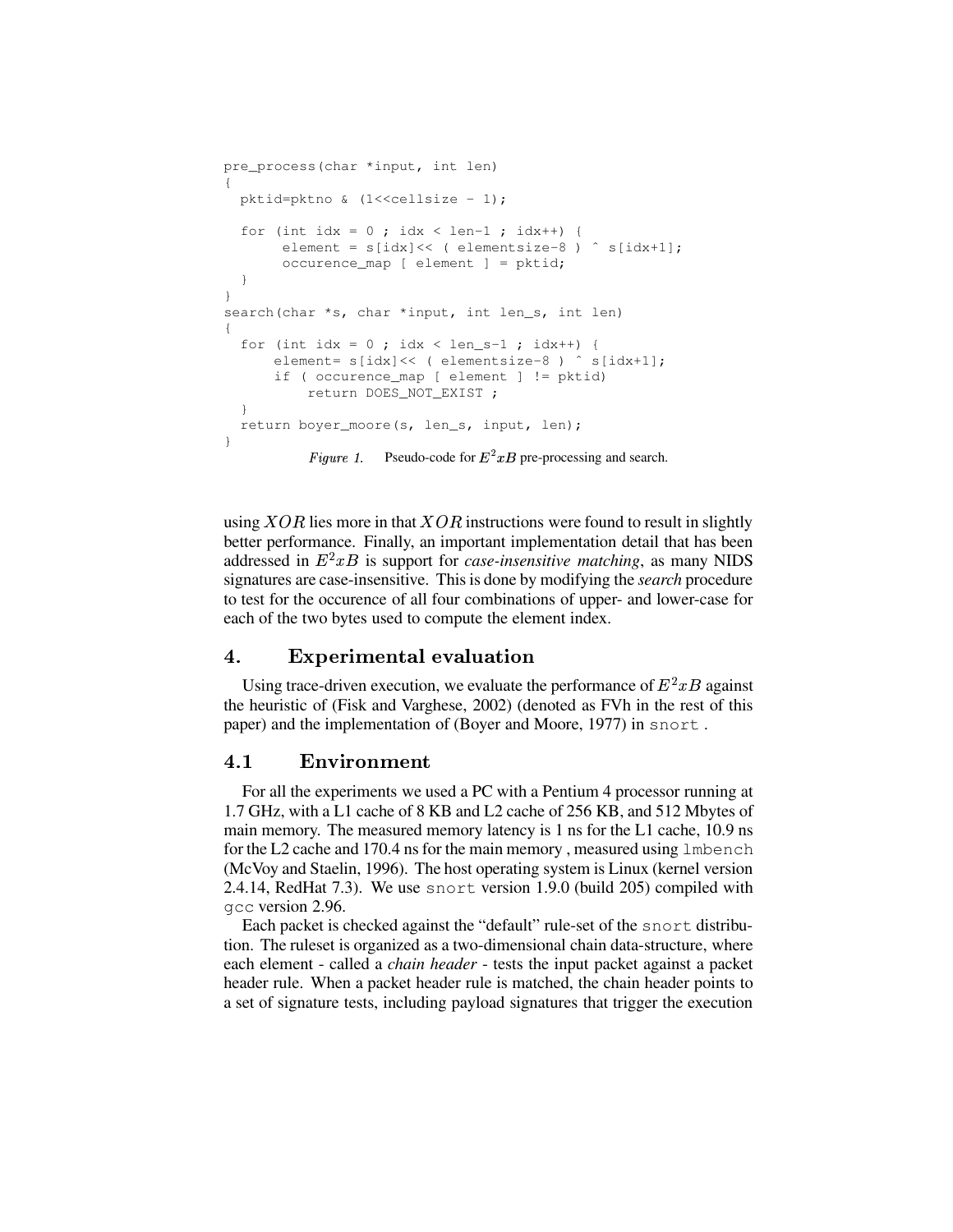```
pre_process(char *input, int len)
{
  pktid=pktno & (1<<cellsize - 1);

  for (int idx = 0 ; idx < len-1 ; idx++) {
       element = s[idx]<< ( elementsize-8 ) ^ s[idx+1];
       occurence_map [ element ] = pktid;
  }
}
search(char *s, char *input, int len_s, int len)
{
  for (int idx = 0 ; idx < len_s-1 ; idx++) {
      element= s[idx]<< ( elementsize-8 ) ^ s[idx+1];
      if ( occurence_map [ element ] != pktid)
          return DOES_NOT_EXIST ;
  }
  return boyer_moore(s, len_s, input, len);
}
```

*Figure 1.* Pseudo-code for $E^2xB$ pre-processing and search.

using $XOR$ lies more in that $XOR$ instructions were found to result in slightly better performance. Finally, an important implementation detail that has been addressed in $E^2xB$ is support for *case-insensitive matching*, as many NIDS signatures are case-insensitive. This is done by modifying the *search* procedure to test for the occurence of all four combinations of upper- and lower-case for each of the two bytes used to compute the element index.

## 4. Experimental evaluation

Using trace-driven execution, we evaluate the performance of $E^2xB$ against the heuristic of (Fisk and Varghese, 2002) (denoted as FVh in the rest of this paper) and the implementation of (Boyer and Moore, 1977) in snort .

### 4.1 Environment

For all the experiments we used a PC with a Pentium 4 processor running at 1.7 GHz, with a L1 cache of 8 KB and L2 cache of 256 KB, and 512 Mbytes of main memory. The measured memory latency is 1 ns for the L1 cache, 10.9 ns for the L2 cache and 170.4 ns for the main memory , measured using lmbench (McVoy and Staelin, 1996). The host operating system is Linux (kernel version 2.4.14, RedHat 7.3). We use snort version 1.9.0 (build 205) compiled with gcc version 2.96.

Each packet is checked against the "default" rule-set of the snort distribution. The ruleset is organized as a two-dimensional chain data-structure, where each element - called a *chain header* - tests the input packet against a packet header rule. When a packet header rule is matched, the chain header points to a set of signature tests, including payload signatures that trigger the execution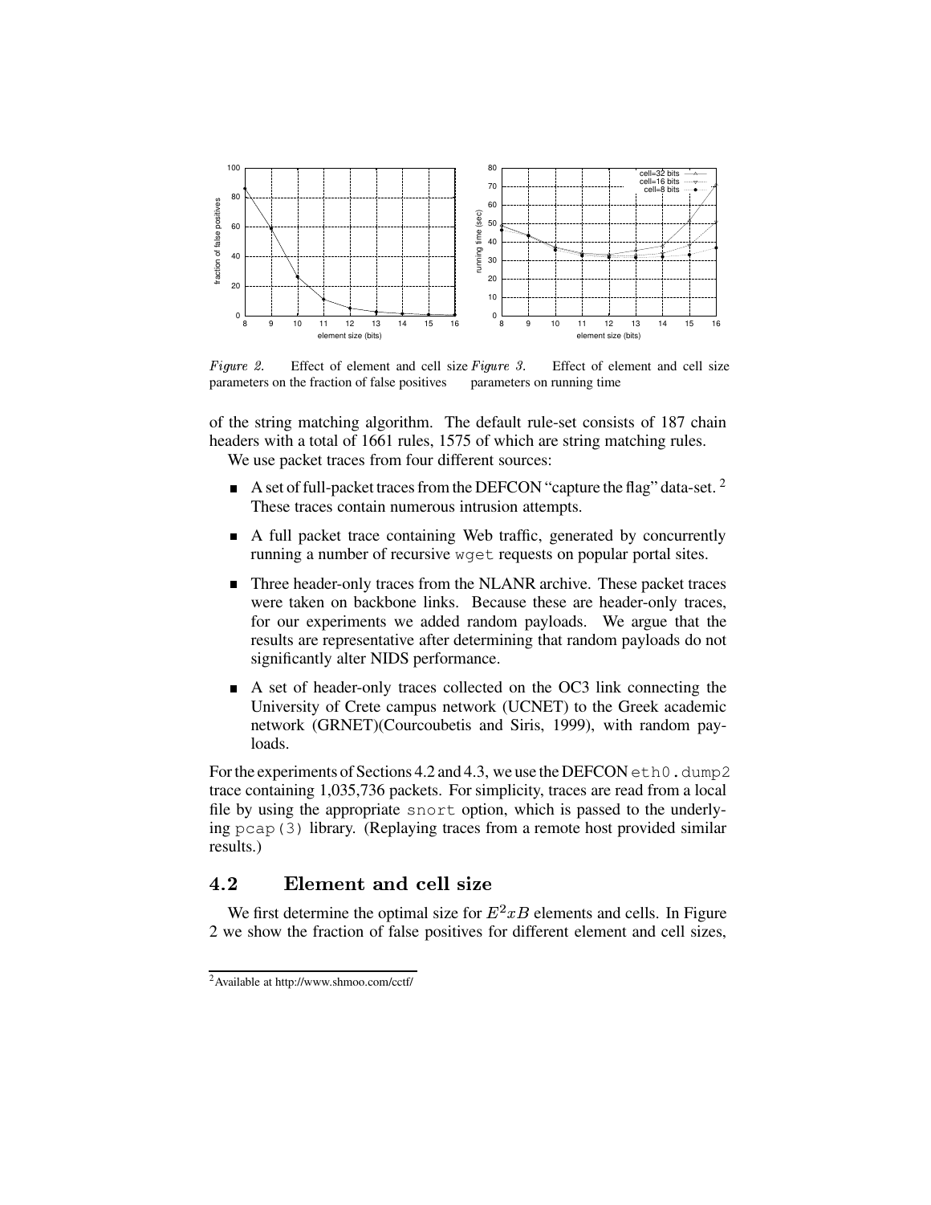*Figure 2.* Effect of element and cell size parameters on the fraction of false positives

*Figure 3.* Effect of element and cell size parameters on running time

of the string matching algorithm. The default rule-set consists of 187 chain headers with a total of 1661 rules, 1575 of which are string matching rules.

We use packet traces from four different sources:

- A set of full-packet traces from the DEFCON "capture the flag" data-set. [2] These traces contain numerous intrusion attempts.
- A full packet trace containing Web traffic, generated by concurrently running a number of recursive `wget` requests on popular portal sites.
- Three header-only traces from the NLANR archive. These packet traces were taken on backbone links. Because these are header-only traces, for our experiments we added random payloads. We argue that the results are representative after determining that random payloads do not significantly alter NIDS performance.
- A set of header-only traces collected on the OC3 link connecting the University of Crete campus network (UCNET) to the Greek academic network (GRNET)(Courcoubetis and Siris, 1999), with random payloads.

For the experiments of Sections 4.2 and 4.3, we use the DEFCON `eth0.dump2` trace containing 1,035,736 packets. For simplicity, traces are read from a local file by using the appropriate `snort` option, which is passed to the underlying `pcap(3)` library. (Replaying traces from a remote host provided similar results.)

## 4.2 Element and cell size

We first determine the optimal size for $E^2xB$ elements and cells. In Figure 2 we show the fraction of false positives for different element and cell sizes,

[2] Available at http://www.shmoo.com/cctf/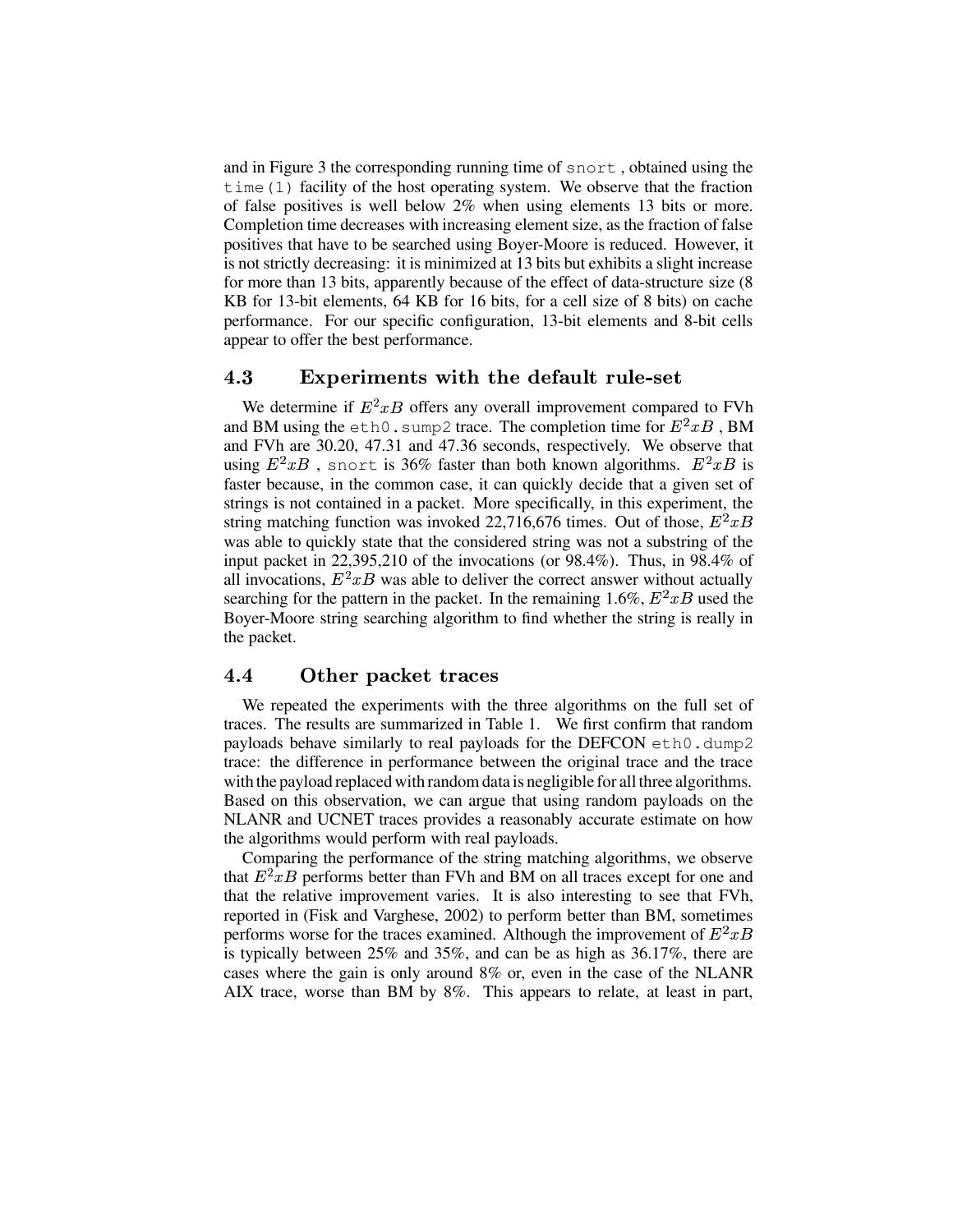and in Figure 3 the corresponding running time of `snort`, obtained using the `time(1)` facility of the host operating system. We observe that the fraction of false positives is well below 2% when using elements 13 bits or more. Completion time decreases with increasing element size, as the fraction of false positives that have to be searched using Boyer-Moore is reduced. However, it is not strictly decreasing: it is minimized at 13 bits but exhibits a slight increase for more than 13 bits, apparently because of the effect of data-structure size (8 KB for 13-bit elements, 64 KB for 16 bits, for a cell size of 8 bits) on cache performance. For our specific configuration, 13-bit elements and 8-bit cells appear to offer the best performance.

### 4.3 Experiments with the default rule-set

We determine if $E^2xB$ offers any overall improvement compared to FVh and BM using the `eth0.sump2` trace. The completion time for $E^2xB$ , BM and FVh are 30.20, 47.31 and 47.36 seconds, respectively. We observe that using $E^2xB$ , `snort` is 36% faster than both known algorithms. $E^2xB$ is faster because, in the common case, it can quickly decide that a given set of strings is not contained in a packet. More specifically, in this experiment, the string matching function was invoked 22,716,676 times. Out of those, $E^2xB$ was able to quickly state that the considered string was not a substring of the input packet in 22,395,210 of the invocations (or 98.4%). Thus, in 98.4% of all invocations, $E^2xB$ was able to deliver the correct answer without actually searching for the pattern in the packet. In the remaining 1.6%, $E^2xB$ used the Boyer-Moore string searching algorithm to find whether the string is really in the packet.

### 4.4 Other packet traces

We repeated the experiments with the three algorithms on the full set of traces. The results are summarized in Table 1. We first confirm that random payloads behave similarly to real payloads for the DEFCON `eth0.dump2` trace: the difference in performance between the original trace and the trace with the payload replaced with random data is negligible for all three algorithms. Based on this observation, we can argue that using random payloads on the NLANR and UCNET traces provides a reasonably accurate estimate on how the algorithms would perform with real payloads.

Comparing the performance of the string matching algorithms, we observe that $E^2xB$ performs better than FVh and BM on all traces except for one and that the relative improvement varies. It is also interesting to see that FVh, reported in (Fisk and Varghese, 2002) to perform better than BM, sometimes performs worse for the traces examined. Although the improvement of $E^2xB$ is typically between 25% and 35%, and can be as high as 36.17%, there are cases where the gain is only around 8% or, even in the case of the NLANR AIX trace, worse than BM by 8%. This appears to relate, at least in part,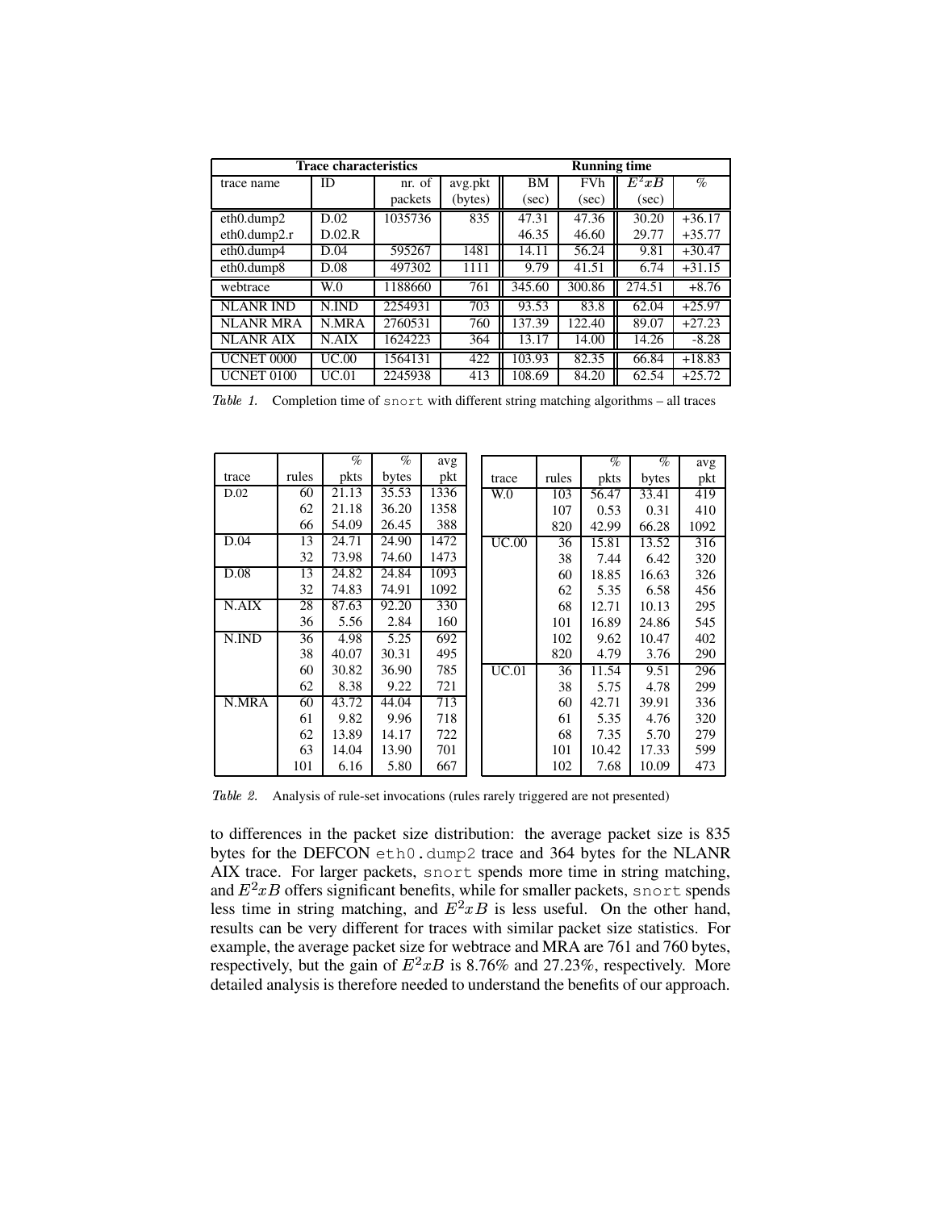| Trace characteristics | | | | Running time | | | |
|---|---|---|---|---|---|---|---|
| trace name | ID | nr. of packets | avg.pkt (bytes) | BM (sec) | FVh (sec) | $E^2xB$ (sec) | % |
| eth0.dump2 | D.02 | 1035736 | 835 | 47.31 | 47.36 | 30.20 | +36.17 |
| eth0.dump2.r | D.02.R | | | 46.35 | 46.60 | 29.77 | +35.77 |
| eth0.dump4 | D.04 | 595267 | 1481 | 14.11 | 56.24 | 9.81 | +30.47 |
| eth0.dump8 | D.08 | 497302 | 1111 | 9.79 | 41.51 | 6.74 | +31.15 |
| webtrace | W.0 | 1188660 | 761 | 345.60 | 300.86 | 274.51 | +8.76 |
| NLANR IND | N.IND | 2254931 | 703 | 93.53 | 83.8 | 62.04 | +25.97 |
| NLANR MRA | N.MRA | 2760531 | 760 | 137.39 | 122.40 | 89.07 | +27.23 |
| NLANR AIX | N.AIX | 1624223 | 364 | 13.17 | 14.00 | 14.26 | -8.28 |
| UCNET 0000 | UC.00 | 1564131 | 422 | 103.93 | 82.35 | 66.84 | +18.83 |
| UCNET 0100 | UC.01 | 2245938 | 413 | 108.69 | 84.20 | 62.54 | +25.72 |

*Table 1.* Completion time of `snort` with different string matching algorithms – all traces

| trace | rules | % pkts | % bytes | avg pkt |
|---|---|---|---|---|
| D.02 | 60 | 21.13 | 35.53 | 1336 |
| | 62 | 21.18 | 36.20 | 1358 |
| | 66 | 54.09 | 26.45 | 388 |
| D.04 | 13 | 24.71 | 24.90 | 1472 |
| | 32 | 73.98 | 74.60 | 1473 |
| D.08 | 13 | 24.82 | 24.84 | 1093 |
| | 32 | 74.83 | 74.91 | 1092 |
| N.AIX | 28 | 87.63 | 92.20 | 330 |
| | 36 | 5.56 | 2.84 | 160 |
| N.IND | 36 | 4.98 | 5.25 | 692 |
| | 38 | 40.07 | 30.31 | 495 |
| | 60 | 30.82 | 36.90 | 785 |
| | 62 | 8.38 | 9.22 | 721 |
| N.MRA | 60 | 43.72 | 44.04 | 713 |
| | 61 | 9.82 | 9.96 | 718 |
| | 62 | 13.89 | 14.17 | 722 |
| | 63 | 14.04 | 13.90 | 701 |
| | 101 | 6.16 | 5.80 | 667 |

| trace | rules | % pkts | % bytes | avg pkt |
|---|---|---|---|---|
| W.0 | 103 | 56.47 | 33.41 | 419 |
| | 107 | 0.53 | 0.31 | 410 |
| | 820 | 42.99 | 66.28 | 1092 |
| UC.00 | 36 | 15.81 | 13.52 | 316 |
| | 38 | 7.44 | 6.42 | 320 |
| | 60 | 18.85 | 16.63 | 326 |
| | 62 | 5.35 | 6.58 | 456 |
| | 68 | 12.71 | 10.13 | 295 |
| | 101 | 16.89 | 24.86 | 545 |
| | 102 | 9.62 | 10.47 | 402 |
| | 820 | 4.79 | 3.76 | 290 |
| UC.01 | 36 | 11.54 | 9.51 | 296 |
| | 38 | 5.75 | 4.78 | 299 |
| | 60 | 42.71 | 39.91 | 336 |
| | 61 | 5.35 | 4.76 | 320 |
| | 68 | 7.35 | 5.70 | 279 |
| | 101 | 10.42 | 17.33 | 599 |
| | 102 | 7.68 | 10.09 | 473 |

*Table 2.* Analysis of rule-set invocations (rules rarely triggered are not presented)

to differences in the packet size distribution: the average packet size is 835 bytes for the DEFCON `eth0.dump2` trace and 364 bytes for the NLANR AIX trace. For larger packets, `snort` spends more time in string matching, and $E^2xB$ offers significant benefits, while for smaller packets, `snort` spends less time in string matching, and $E^2xB$ is less useful. On the other hand, results can be very different for traces with similar packet size statistics. For example, the average packet size for webtrace and MRA are 761 and 760 bytes, respectively, but the gain of $E^2xB$ is 8.76% and 27.23%, respectively. More detailed analysis is therefore needed to understand the benefits of our approach.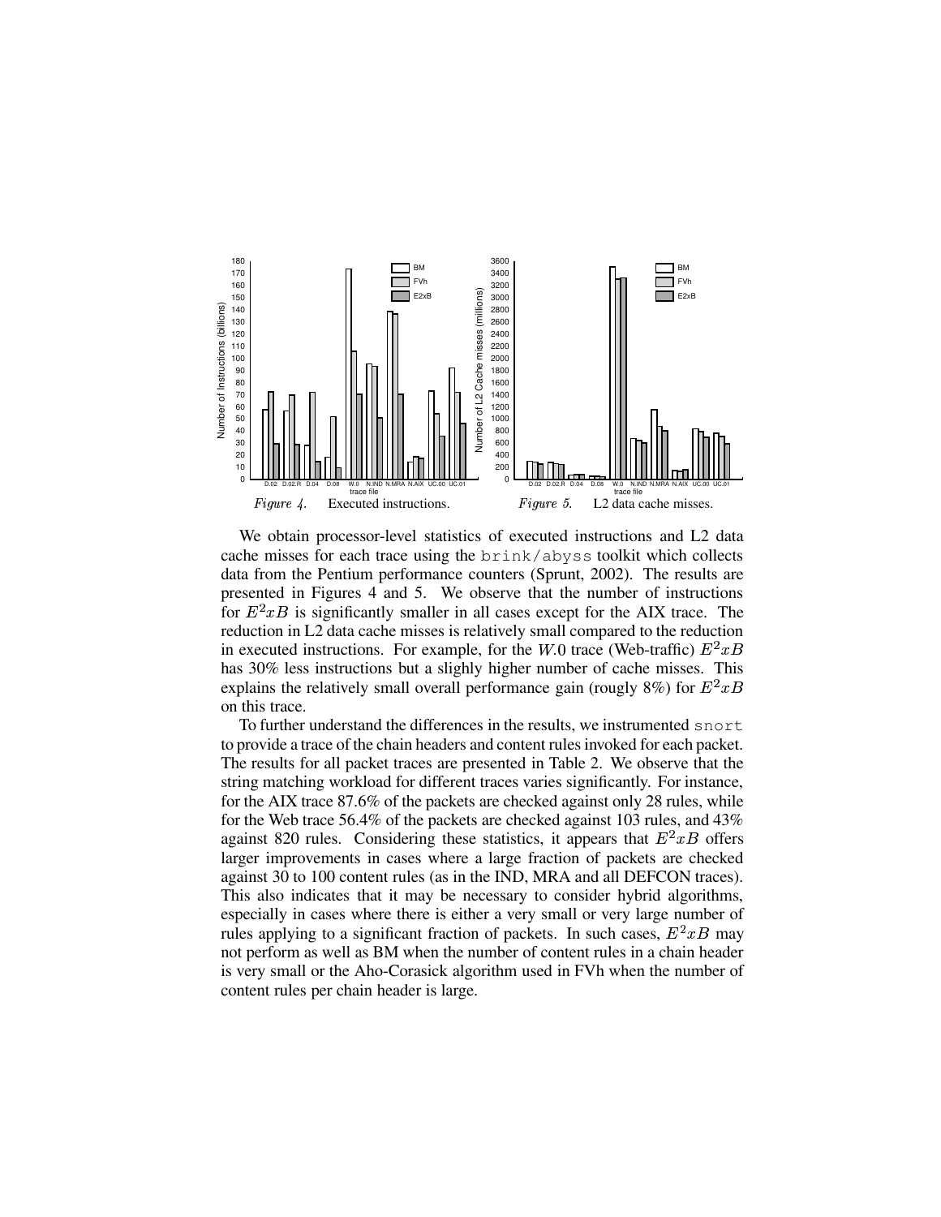*Figure 4.* Executed instructions.

*Figure 5.* L2 data cache misses.

We obtain processor-level statistics of executed instructions and L2 data cache misses for each trace using the `brink/abyss` toolkit which collects data from the Pentium performance counters (Sprunt, 2002). The results are presented in Figures 4 and 5. We observe that the number of instructions for $E^2xB$ is significantly smaller in all cases except for the AIX trace. The reduction in L2 data cache misses is relatively small compared to the reduction in executed instructions. For example, for the $W$.0 trace (Web-traffic) $E^2xB$ has 30% less instructions but a slighly higher number of cache misses. This explains the relatively small overall performance gain (rougly 8%) for $E^2xB$ on this trace.

To further understand the differences in the results, we instrumented `snort` to provide a trace of the chain headers and content rules invoked for each packet. The results for all packet traces are presented in Table 2. We observe that the string matching workload for different traces varies significantly. For instance, for the AIX trace 87.6% of the packets are checked against only 28 rules, while for the Web trace 56.4% of the packets are checked against 103 rules, and 43% against 820 rules. Considering these statistics, it appears that $E^2xB$ offers larger improvements in cases where a large fraction of packets are checked against 30 to 100 content rules (as in the IND, MRA and all DEFCON traces). This also indicates that it may be necessary to consider hybrid algorithms, especially in cases where there is either a very small or very large number of rules applying to a significant fraction of packets. In such cases, $E^2xB$ may not perform as well as BM when the number of content rules in a chain header is very small or the Aho-Corasick algorithm used in FVh when the number of content rules per chain header is large.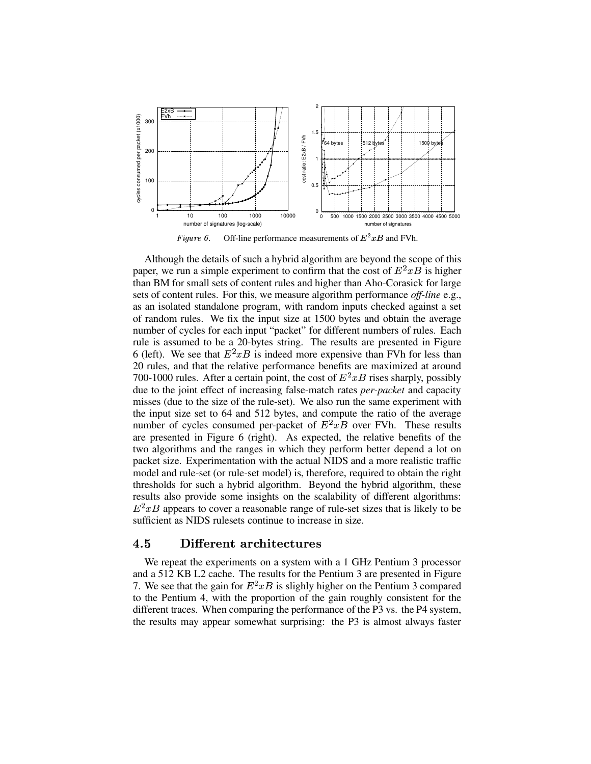*Figure 6.* Off-line performance measurements of $E^2xB$ and FVh.

Although the details of such a hybrid algorithm are beyond the scope of this paper, we run a simple experiment to confirm that the cost of $E^2xB$ is higher than BM for small sets of content rules and higher than Aho-Corasick for large sets of content rules. For this, we measure algorithm performance *off-line* e.g., as an isolated standalone program, with random inputs checked against a set of random rules. We fix the input size at 1500 bytes and obtain the average number of cycles for each input "packet" for different numbers of rules. Each rule is assumed to be a 20-bytes string. The results are presented in Figure 6 (left). We see that $E^2xB$ is indeed more expensive than FVh for less than 20 rules, and that the relative performance benefits are maximized at around 700-1000 rules. After a certain point, the cost of $E^2xB$ rises sharply, possibly due to the joint effect of increasing false-match rates *per-packet* and capacity misses (due to the size of the rule-set). We also run the same experiment with the input size set to 64 and 512 bytes, and compute the ratio of the average number of cycles consumed per-packet of $E^2xB$ over FVh. These results are presented in Figure 6 (right). As expected, the relative benefits of the two algorithms and the ranges in which they perform better depend a lot on packet size. Experimentation with the actual NIDS and a more realistic traffic model and rule-set (or rule-set model) is, therefore, required to obtain the right thresholds for such a hybrid algorithm. Beyond the hybrid algorithm, these results also provide some insights on the scalability of different algorithms: $E^2xB$ appears to cover a reasonable range of rule-set sizes that is likely to be sufficient as NIDS rulesets continue to increase in size.

## 4.5 Different architectures

We repeat the experiments on a system with a 1 GHz Pentium 3 processor and a 512 KB L2 cache. The results for the Pentium 3 are presented in Figure 7. We see that the gain for $E^2xB$ is slighly higher on the Pentium 3 compared to the Pentium 4, with the proportion of the gain roughly consistent for the different traces. When comparing the performance of the P3 vs. the P4 system, the results may appear somewhat surprising: the P3 is almost always faster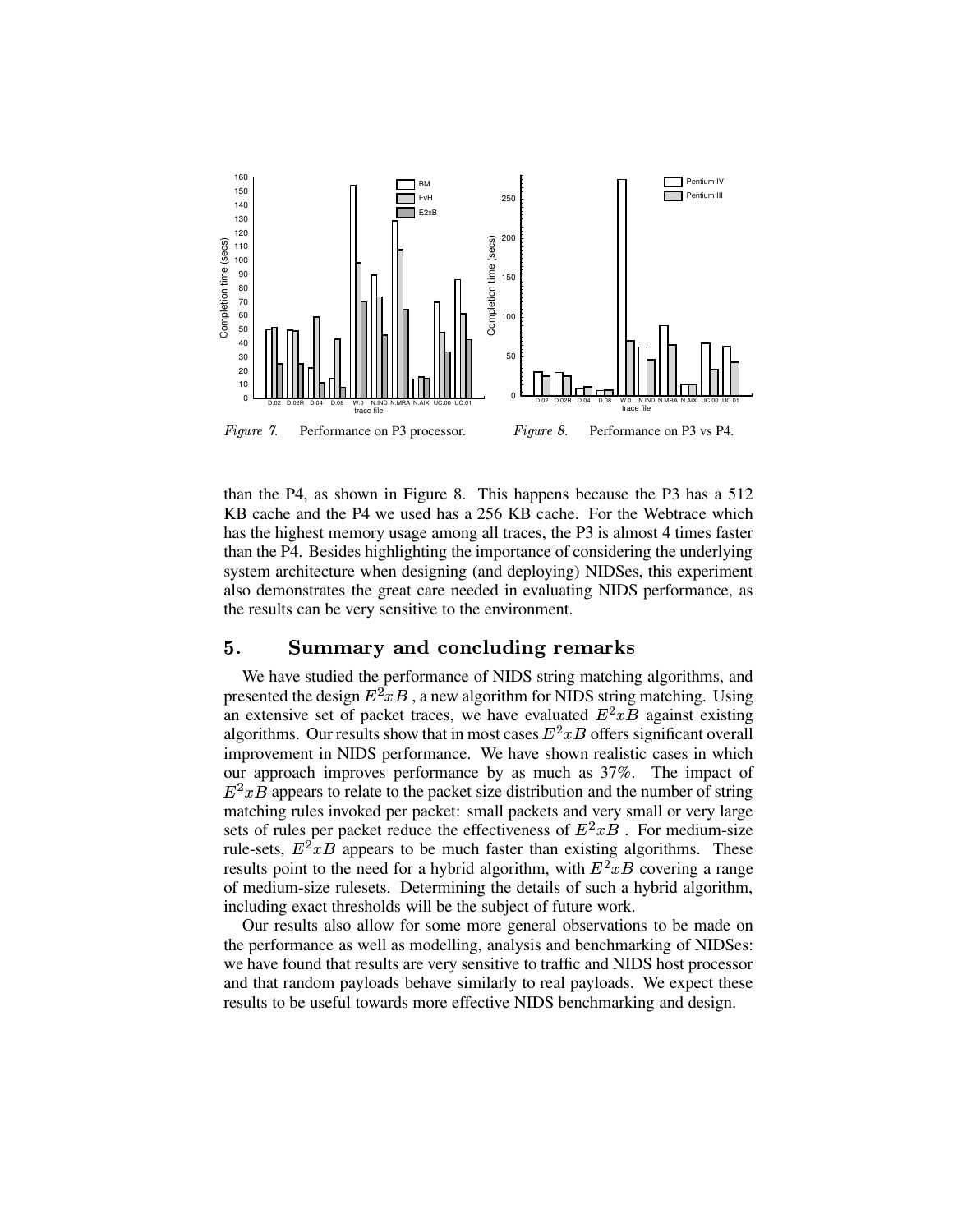*Figure 7.* Performance on P3 processor.

*Figure 8.* Performance on P3 vs P4.

than the P4, as shown in Figure 8. This happens because the P3 has a 512 KB cache and the P4 we used has a 256 KB cache. For the Webtrace which has the highest memory usage among all traces, the P3 is almost 4 times faster than the P4. Besides highlighting the importance of considering the underlying system architecture when designing (and deploying) NIDSes, this experiment also demonstrates the great care needed in evaluating NIDS performance, as the results can be very sensitive to the environment.

## 5. Summary and concluding remarks

We have studied the performance of NIDS string matching algorithms, and presented the design $E^2xB$ , a new algorithm for NIDS string matching. Using an extensive set of packet traces, we have evaluated $E^2xB$ against existing algorithms. Our results show that in most cases $E^2xB$ offers significant overall improvement in NIDS performance. We have shown realistic cases in which our approach improves performance by as much as 37%. The impact of $E^2xB$ appears to relate to the packet size distribution and the number of string matching rules invoked per packet: small packets and very small or very large sets of rules per packet reduce the effectiveness of $E^2xB$ . For medium-size rule-sets, $E^2xB$ appears to be much faster than existing algorithms. These results point to the need for a hybrid algorithm, with $E^2xB$ covering a range of medium-size rulesets. Determining the details of such a hybrid algorithm, including exact thresholds will be the subject of future work.

Our results also allow for some more general observations to be made on the performance as well as modelling, analysis and benchmarking of NIDSes: we have found that results are very sensitive to traffic and NIDS host processor and that random payloads behave similarly to real payloads. We expect these results to be useful towards more effective NIDS benchmarking and design.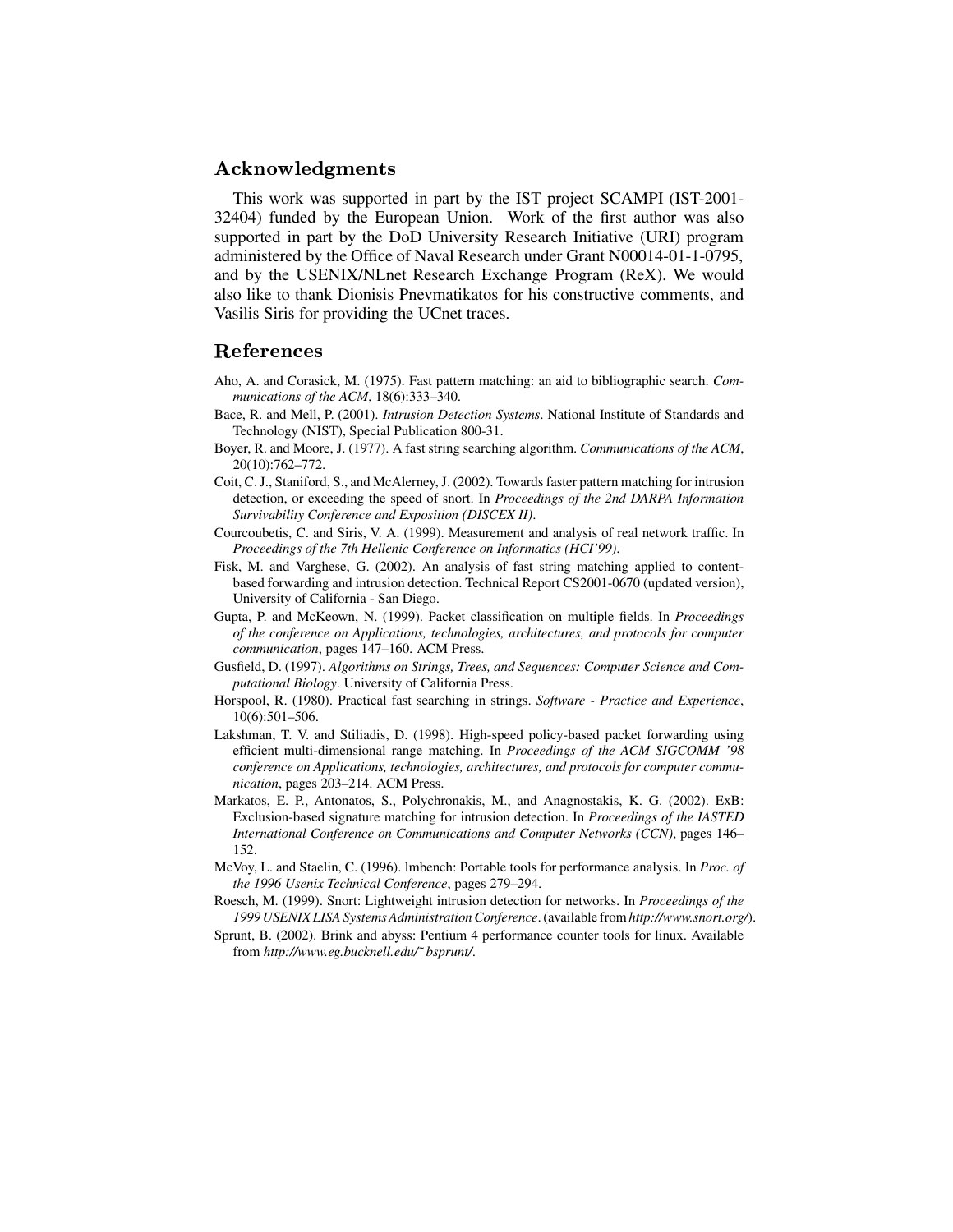## Acknowledgments

This work was supported in part by the IST project SCAMPI (IST-2001-32404) funded by the European Union. Work of the first author was also supported in part by the DoD University Research Initiative (URI) program administered by the Office of Naval Research under Grant N00014-01-1-0795, and by the USENIX/NLnet Research Exchange Program (ReX). We would also like to thank Dionisis Pnevmatikatos for his constructive comments, and Vasilis Siris for providing the UCnet traces.

## References

Aho, A. and Corasick, M. (1975). Fast pattern matching: an aid to bibliographic search. *Communications of the ACM*, 18(6):333–340.

Bace, R. and Mell, P. (2001). *Intrusion Detection Systems*. National Institute of Standards and Technology (NIST), Special Publication 800-31.

Boyer, R. and Moore, J. (1977). A fast string searching algorithm. *Communications of the ACM*, 20(10):762–772.

Coit, C. J., Staniford, S., and McAlerney, J. (2002). Towards faster pattern matching for intrusion detection, or exceeding the speed of snort. In *Proceedings of the 2nd DARPA Information Survivability Conference and Exposition (DISCEX II)*.

Courcoubetis, C. and Siris, V. A. (1999). Measurement and analysis of real network traffic. In *Proceedings of the 7th Hellenic Conference on Informatics (HCI'99)*.

Fisk, M. and Varghese, G. (2002). An analysis of fast string matching applied to content-based forwarding and intrusion detection. Technical Report CS2001-0670 (updated version), University of California - San Diego.

Gupta, P. and McKeown, N. (1999). Packet classification on multiple fields. In *Proceedings of the conference on Applications, technologies, architectures, and protocols for computer communication*, pages 147–160. ACM Press.

Gusfield, D. (1997). *Algorithms on Strings, Trees, and Sequences: Computer Science and Computational Biology*. University of California Press.

Horspool, R. (1980). Practical fast searching in strings. *Software - Practice and Experience*, 10(6):501–506.

Lakshman, T. V. and Stiliadis, D. (1998). High-speed policy-based packet forwarding using efficient multi-dimensional range matching. In *Proceedings of the ACM SIGCOMM '98 conference on Applications, technologies, architectures, and protocols for computer communication*, pages 203–214. ACM Press.

Markatos, E. P., Antonatos, S., Polychronakis, M., and Anagnostakis, K. G. (2002). ExB: Exclusion-based signature matching for intrusion detection. In *Proceedings of the IASTED International Conference on Communications and Computer Networks (CCN)*, pages 146–152.

McVoy, L. and Staelin, C. (1996). lmbench: Portable tools for performance analysis. In *Proc. of the 1996 Usenix Technical Conference*, pages 279–294.

Roesch, M. (1999). Snort: Lightweight intrusion detection for networks. In *Proceedings of the 1999 USENIX LISA Systems Administration Conference*. (available from *http://www.snort.org/*).

Sprunt, B. (2002). Brink and abyss: Pentium 4 performance counter tools for linux. Available from *http://www.eg.bucknell.edu/~bsprunt/*.